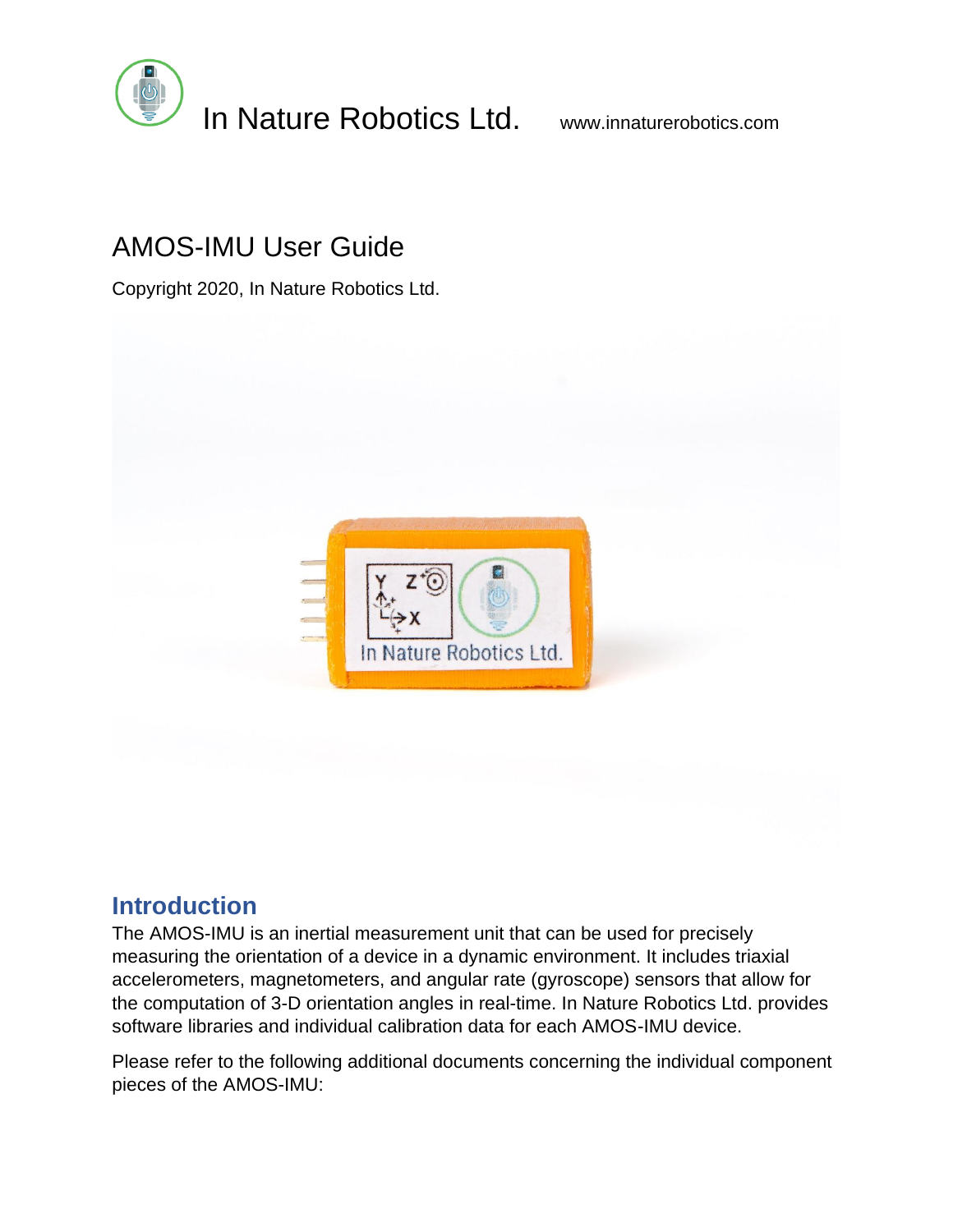In Nature Robotics Ltd. www.innaturerobotics.com

# AMOS-IMU User Guide

Copyright 2020, In Nature Robotics Ltd.

## Introduction

The AMOS-IMU is an inertial measurement unit that can be used for precisely measuring the orientation of a device in a dynamic environment. It includes triaxial accelerometers, magnetometers, and angular rate (gyroscope) sensors that allow for the computation of 3-D orientation angles in real-time. In Nature Robotics Ltd. provides software libraries and individual calibration data for each AMOS-IMU device.

Please refer to the following additional documents concerning the individual component pieces of the AMOS-IMU: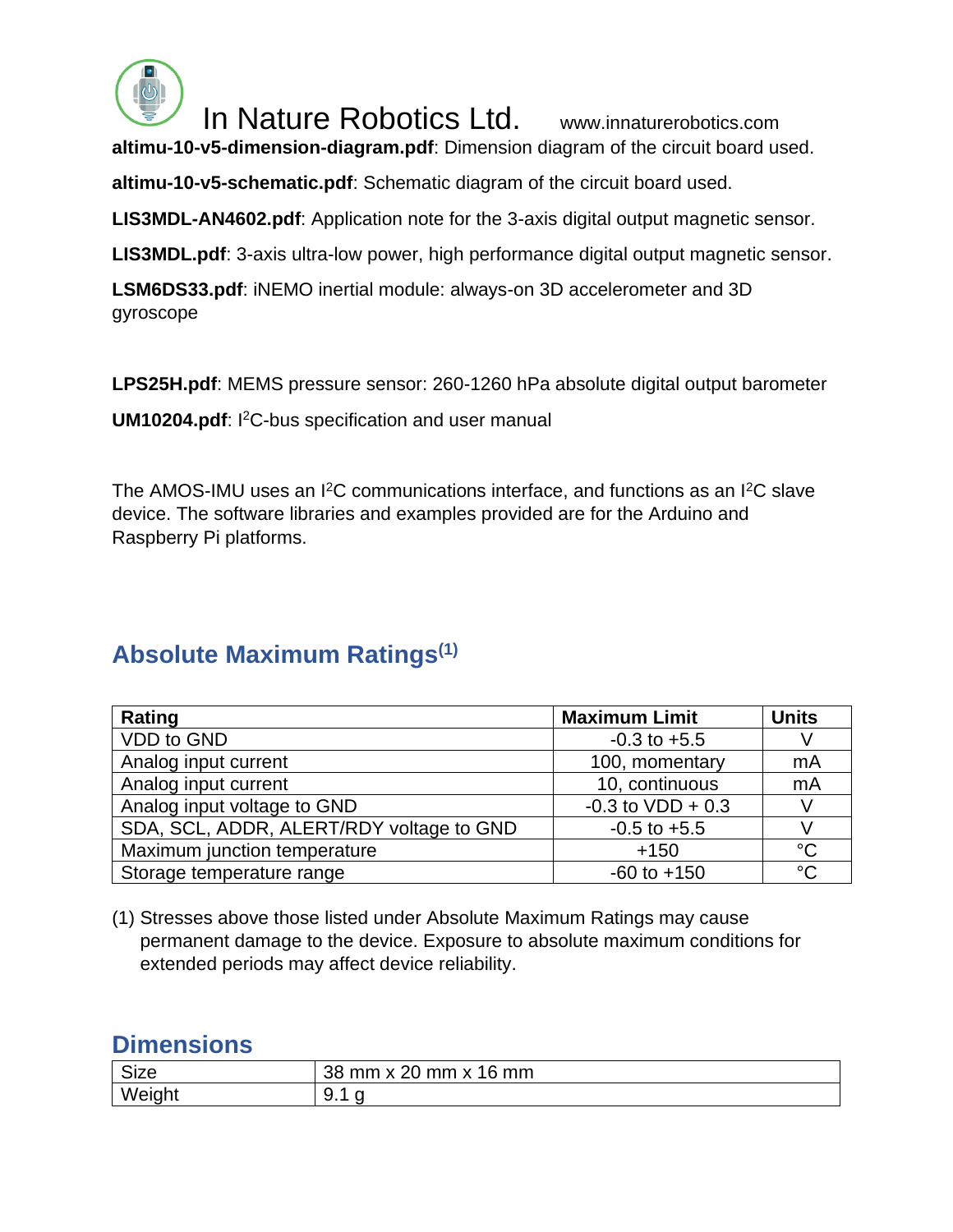**altimu-10-v5-dimension-diagram.pdf**: Dimension diagram of the circuit board used.

**altimu-10-v5-schematic.pdf**: Schematic diagram of the circuit board used.

**LIS3MDL-AN4602.pdf**: Application note for the 3-axis digital output magnetic sensor.

**LIS3MDL.pdf**: 3-axis ultra-low power, high performance digital output magnetic sensor.

**LSM6DS33.pdf**: iNEMO inertial module: always-on 3D accelerometer and 3D gyroscope

**LPS25H.pdf**: MEMS pressure sensor: 260-1260 hPa absolute digital output barometer

**UM10204.pdf**: $I^2C$-bus specification and user manual

The AMOS-IMU uses an $I^2C$ communications interface, and functions as an $I^2C$ slave device. The software libraries and examples provided are for the Arduino and Raspberry Pi platforms.

## Absolute Maximum Ratings(1)

| Rating | Maximum Limit | Units |
|---|---|---|
| VDD to GND | -0.3 to +5.5 | V |
| Analog input current | 100, momentary | mA |
| Analog input current | 10, continuous | mA |
| Analog input voltage to GND | -0.3 to VDD + 0.3 | V |
| SDA, SCL, ADDR, ALERT/RDY voltage to GND | -0.5 to +5.5 | V |
| Maximum junction temperature | +150 | °C |
| Storage temperature range | -60 to +150 | °C |

(1) Stresses above those listed under Absolute Maximum Ratings may cause permanent damage to the device. Exposure to absolute maximum conditions for extended periods may affect device reliability.

## Dimensions

| Size | 38 mm x 20 mm x 16 mm |
|---|---|
| Weight | 9.1 g |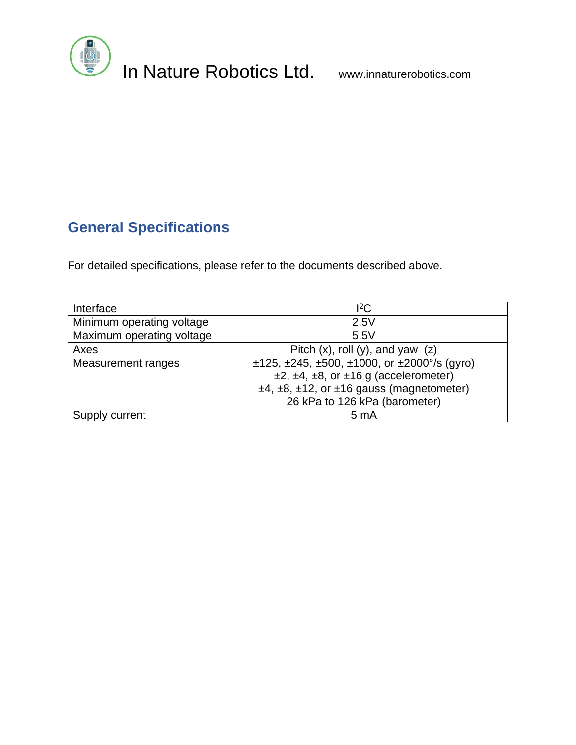## General Specifications

For detailed specifications, please refer to the documents described above.

| Interface | $I^2C$ |
|---|---|
| Minimum operating voltage | 2.5V |
| Maximum operating voltage | 5.5V |
| Axes | Pitch (x), roll (y), and yaw (z) |
| Measurement ranges | ±125, ±245, ±500, ±1000, or ±2000°/s (gyro)<br>±2, ±4, ±8, or ±16 g (accelerometer)<br>±4, ±8, ±12, or ±16 gauss (magnetometer)<br>26 kPa to 126 kPa (barometer) |
| Supply current | 5 mA |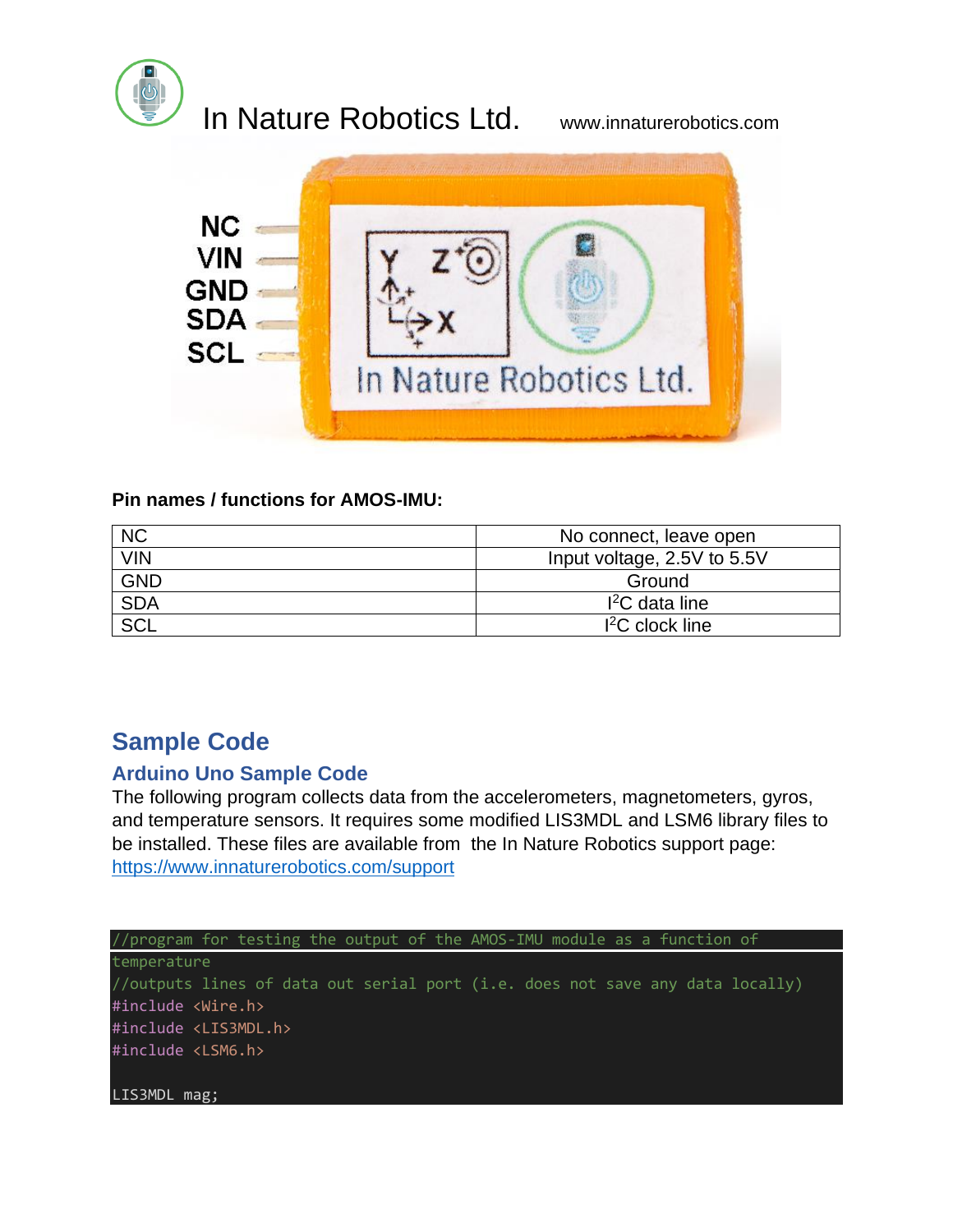In Nature Robotics Ltd. www.innaturerobotics.com

**Pin names / functions for AMOS-IMU:**

| NC | No connect, leave open |
|---|---|
| VIN | Input voltage, 2.5V to 5.5V |
| GND | Ground |
| SDA | I$^2$C data line |
| SCL | I$^2$C clock line |

## Sample Code

### Arduino Uno Sample Code

The following program collects data from the accelerometers, magnetometers, gyros, and temperature sensors. It requires some modified LIS3MDL and LSM6 library files to be installed. These files are available from the In Nature Robotics support page: https://www.innaturerobotics.com/support

```
//program for testing the output of the AMOS-IMU module as a function of
temperature
//outputs lines of data out serial port (i.e. does not save any data locally)
#include <Wire.h>
#include <LIS3MDL.h>
#include <LSM6.h>

LIS3MDL mag;
```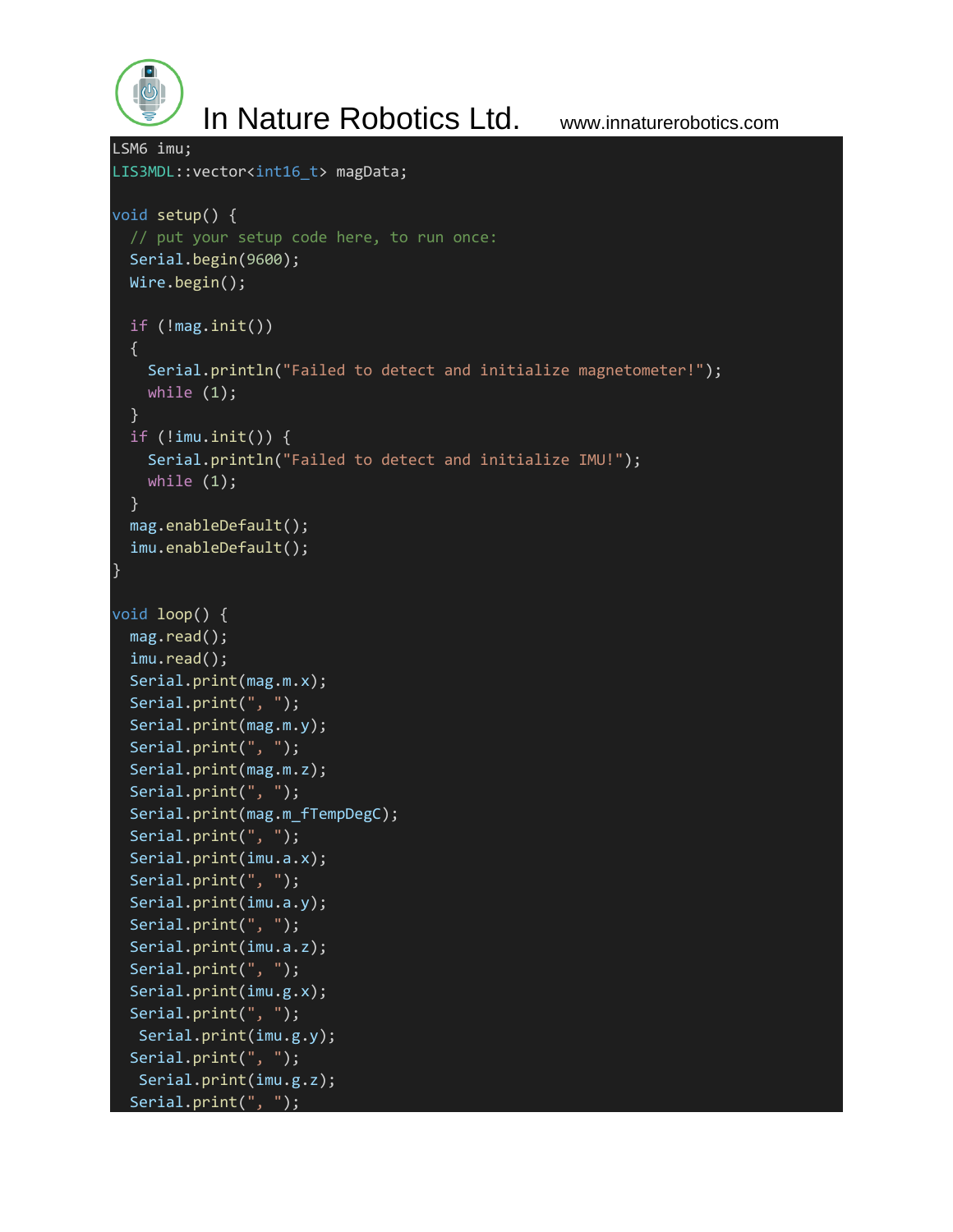```
LSM6 imu;
LIS3MDL::vector<int16_t> magData;

void setup() {
  // put your setup code here, to run once:
  Serial.begin(9600);
  Wire.begin();

  if (!mag.init())
  {
    Serial.println("Failed to detect and initialize magnetometer!");
    while (1);
  }
  if (!imu.init()) {
    Serial.println("Failed to detect and initialize IMU!");
    while (1);
  }
  mag.enableDefault();
  imu.enableDefault();
}

void loop() {
  mag.read();
  imu.read();
  Serial.print(mag.m.x);
  Serial.print(", ");
  Serial.print(mag.m.y);
  Serial.print(", ");
  Serial.print(mag.m.z);
  Serial.print(", ");
  Serial.print(mag.m_fTempDegC);
  Serial.print(", ");
  Serial.print(imu.a.x);
  Serial.print(", ");
  Serial.print(imu.a.y);
  Serial.print(", ");
  Serial.print(imu.a.z);
  Serial.print(", ");
  Serial.print(imu.g.x);
  Serial.print(", ");
   Serial.print(imu.g.y);
  Serial.print(", ");
   Serial.print(imu.g.z);
  Serial.print(", ");
```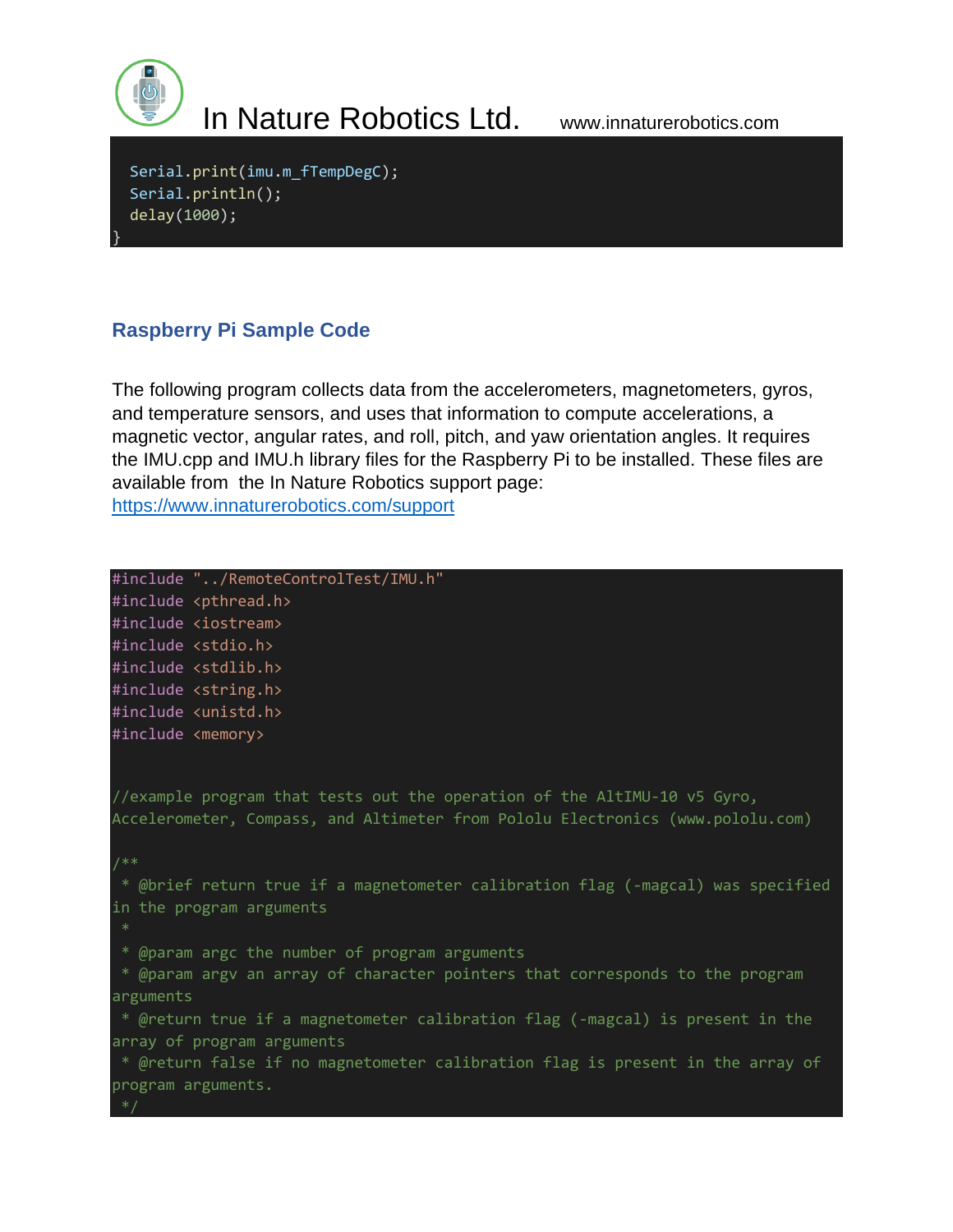```
  Serial.print(imu.m_fTempDegC);
  Serial.println();
  delay(1000);
}
```

## Raspberry Pi Sample Code

The following program collects data from the accelerometers, magnetometers, gyros, and temperature sensors, and uses that information to compute accelerations, a magnetic vector, angular rates, and roll, pitch, and yaw orientation angles. It requires the IMU.cpp and IMU.h library files for the Raspberry Pi to be installed. These files are available from the In Nature Robotics support page: [https://www.innaturerobotics.com/support](https://www.innaturerobotics.com/support)

```
#include "../RemoteControlTest/IMU.h"
#include <pthread.h>
#include <iostream>
#include <stdio.h>
#include <stdlib.h>
#include <string.h>
#include <unistd.h>
#include <memory>


//example program that tests out the operation of the AltIMU-10 v5 Gyro,
Accelerometer, Compass, and Altimeter from Pololu Electronics (www.pololu.com)

/**
 * @brief return true if a magnetometer calibration flag (-magcal) was specified
in the program arguments
 *
 * @param argc the number of program arguments
 * @param argv an array of character pointers that corresponds to the program
arguments
 * @return true if a magnetometer calibration flag (-magcal) is present in the
array of program arguments
 * @return false if no magnetometer calibration flag is present in the array of
program arguments.
 */
```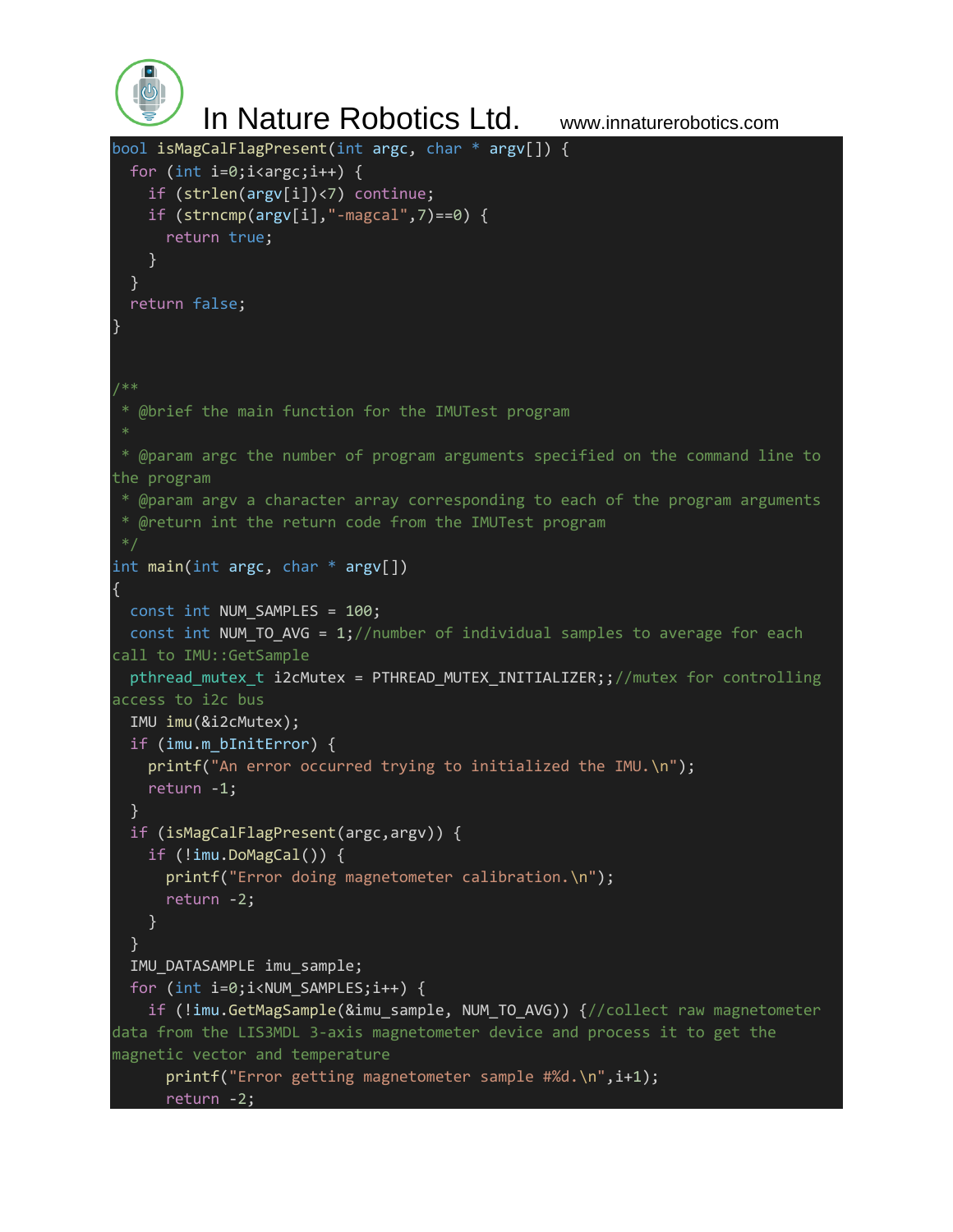```
bool isMagCalFlagPresent(int argc, char * argv[]) {
  for (int i=0;i<argc;i++) {
    if (strlen(argv[i])<7) continue;
    if (strncmp(argv[i],"-magcal",7)==0) {
      return true;
    }
  }
  return false;
}


/**
 * @brief the main function for the IMUTest program
 *
 * @param argc the number of program arguments specified on the command line to
the program
 * @param argv a character array corresponding to each of the program arguments
 * @return int the return code from the IMUTest program
 */
int main(int argc, char * argv[])
{
  const int NUM_SAMPLES = 100;
  const int NUM_TO_AVG = 1;//number of individual samples to average for each
call to IMU::GetSample
  pthread_mutex_t i2cMutex = PTHREAD_MUTEX_INITIALIZER;;//mutex for controlling
access to i2c bus
  IMU imu(&i2cMutex);
  if (imu.m_bInitError) {
    printf("An error occurred trying to initialized the IMU.\n");
    return -1;
  }
  if (isMagCalFlagPresent(argc,argv)) {
    if (!imu.DoMagCal()) {
      printf("Error doing magnetometer calibration.\n");
      return -2;
    }
  }
  IMU_DATASAMPLE imu_sample;
  for (int i=0;i<NUM_SAMPLES;i++) {
    if (!imu.GetMagSample(&imu_sample, NUM_TO_AVG)) {//collect raw magnetometer
data from the LIS3MDL 3-axis magnetometer device and process it to get the
magnetic vector and temperature
      printf("Error getting magnetometer sample #%d.\n",i+1);
      return -2;
```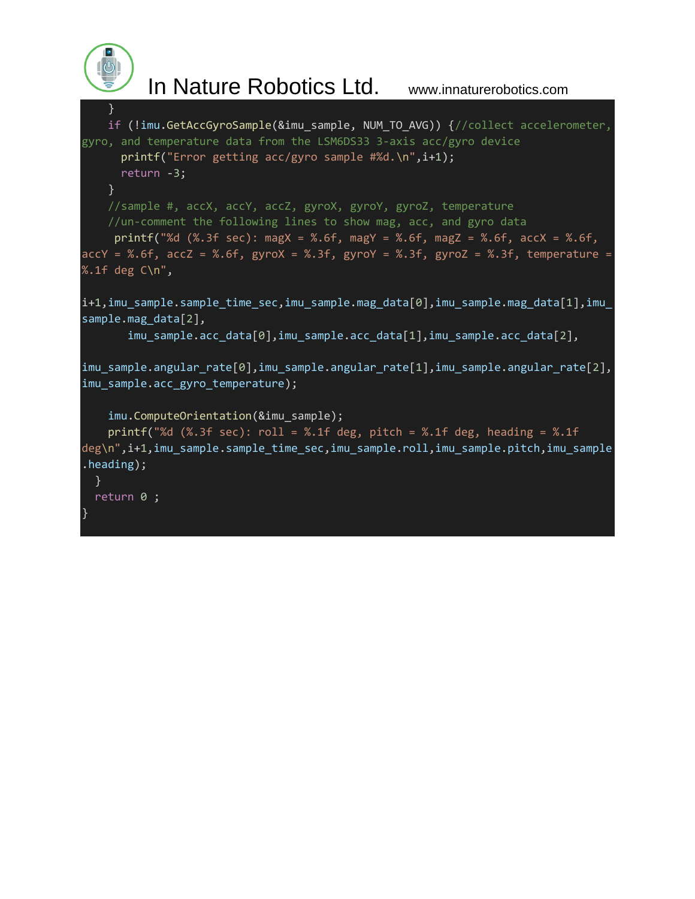```
    }
    if (!imu.GetAccGyroSample(&imu_sample, NUM_TO_AVG)) {//collect accelerometer, gyro, and temperature data from the LSM6DS33 3-axis acc/gyro device
      printf("Error getting acc/gyro sample #%d.\n",i+1);
      return -3;
    }
    //sample #, accX, accY, accZ, gyroX, gyroY, gyroZ, temperature
    //un-comment the following lines to show mag, acc, and gyro data
     printf("%d (%.3f sec): magX = %.6f, magY = %.6f, magZ = %.6f, accX = %.6f, accY = %.6f, accZ = %.6f, gyroX = %.3f, gyroY = %.3f, gyroZ = %.3f, temperature = %.1f deg C\n",

i+1,imu_sample.sample_time_sec,imu_sample.mag_data[0],imu_sample.mag_data[1],imu_sample.mag_data[2],
       imu_sample.acc_data[0],imu_sample.acc_data[1],imu_sample.acc_data[2],

imu_sample.angular_rate[0],imu_sample.angular_rate[1],imu_sample.angular_rate[2],
imu_sample.acc_gyro_temperature);

    imu.ComputeOrientation(&imu_sample);
    printf("%d (%.3f sec): roll = %.1f deg, pitch = %.1f deg, heading = %.1f deg\n",i+1,imu_sample.sample_time_sec,imu_sample.roll,imu_sample.pitch,imu_sample.heading);
  }
  return 0 ;
}
```